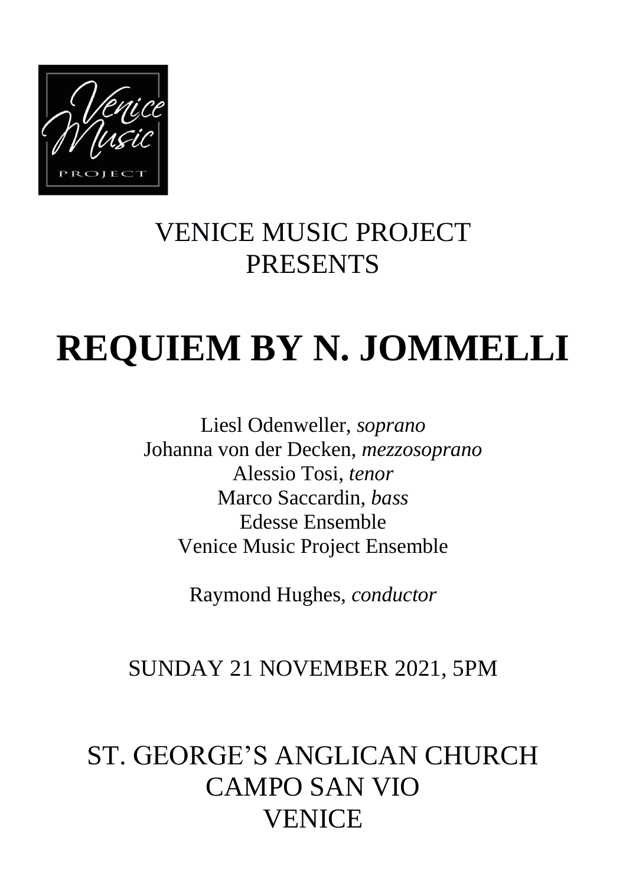VENICE MUSIC PROJECT
PRESENTS

# REQUIEM BY N. JOMMELLI

Liesl Odenweller, *soprano*
Johanna von der Decken, *mezzosoprano*
Alessio Tosi, *tenor*
Marco Saccardin, *bass*
Edesse Ensemble
Venice Music Project Ensemble

Raymond Hughes, *conductor*

SUNDAY 21 NOVEMBER 2021, 5PM

ST. GEORGE'S ANGLICAN CHURCH
CAMPO SAN VIO
VENICE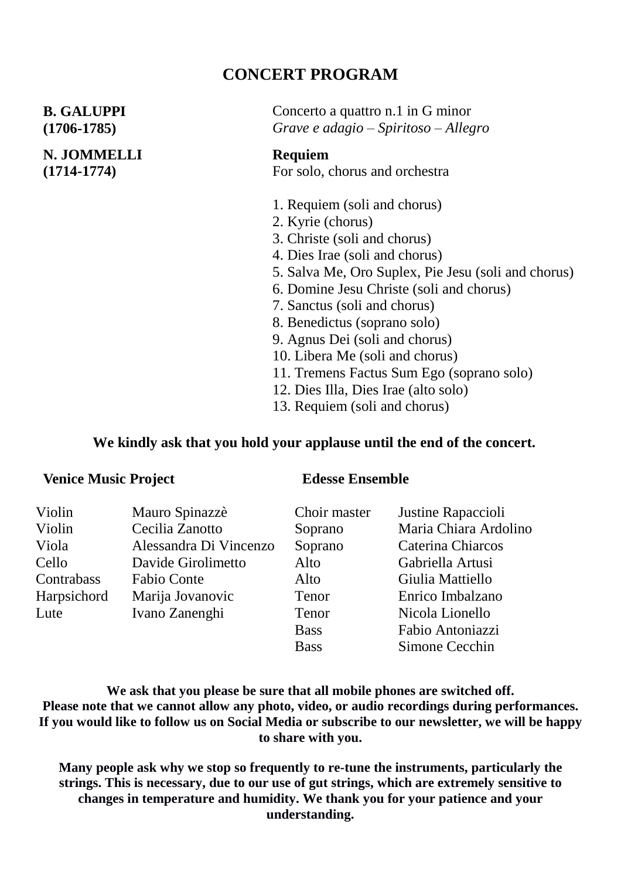# CONCERT PROGRAM

**B. GALUPPI**
**(1706-1785)**

Concerto a quattro n.1 in G minor
*Grave e adagio – Spiritoso – Allegro*

**N. JOMMELLI**
**(1714-1774)**

**Requiem**
For solo, chorus and orchestra

1. Requiem (soli and chorus)
2. Kyrie (chorus)
3. Christe (soli and chorus)
4. Dies Irae (soli and chorus)
5. Salva Me, Oro Suplex, Pie Jesu (soli and chorus)
6. Domine Jesu Christe (soli and chorus)
7. Sanctus (soli and chorus)
8. Benedictus (soprano solo)
9. Agnus Dei (soli and chorus)
10. Libera Me (soli and chorus)
11. Tremens Factus Sum Ego (soprano solo)
12. Dies Illa, Dies Irae (alto solo)
13. Requiem (soli and chorus)

**We kindly ask that you hold your applause until the end of the concert.**

**Venice Music Project**

| | |
|---|---|
| Violin | Mauro Spinazzè |
| Violin | Cecilia Zanotto |
| Viola | Alessandra Di Vincenzo |
| Cello | Davide Girolimetto |
| Contrabass | Fabio Conte |
| Harpsichord | Marija Jovanovic |
| Lute | Ivano Zanenghi |

**Edesse Ensemble**

| | |
|---|---|
| Choir master | Justine Rapaccioli |
| Soprano | Maria Chiara Ardolino |
| Soprano | Caterina Chiarcos |
| Alto | Gabriella Artusi |
| Alto | Giulia Mattiello |
| Tenor | Enrico Imbalzano |
| Tenor | Nicola Lionello |
| Bass | Fabio Antoniazzi |
| Bass | Simone Cecchin |

**We ask that you please be sure that all mobile phones are switched off.**
**Please note that we cannot allow any photo, video, or audio recordings during performances.**
**If you would like to follow us on Social Media or subscribe to our newsletter, we will be happy to share with you.**

**Many people ask why we stop so frequently to re-tune the instruments, particularly the strings. This is necessary, due to our use of gut strings, which are extremely sensitive to changes in temperature and humidity. We thank you for your patience and your understanding.**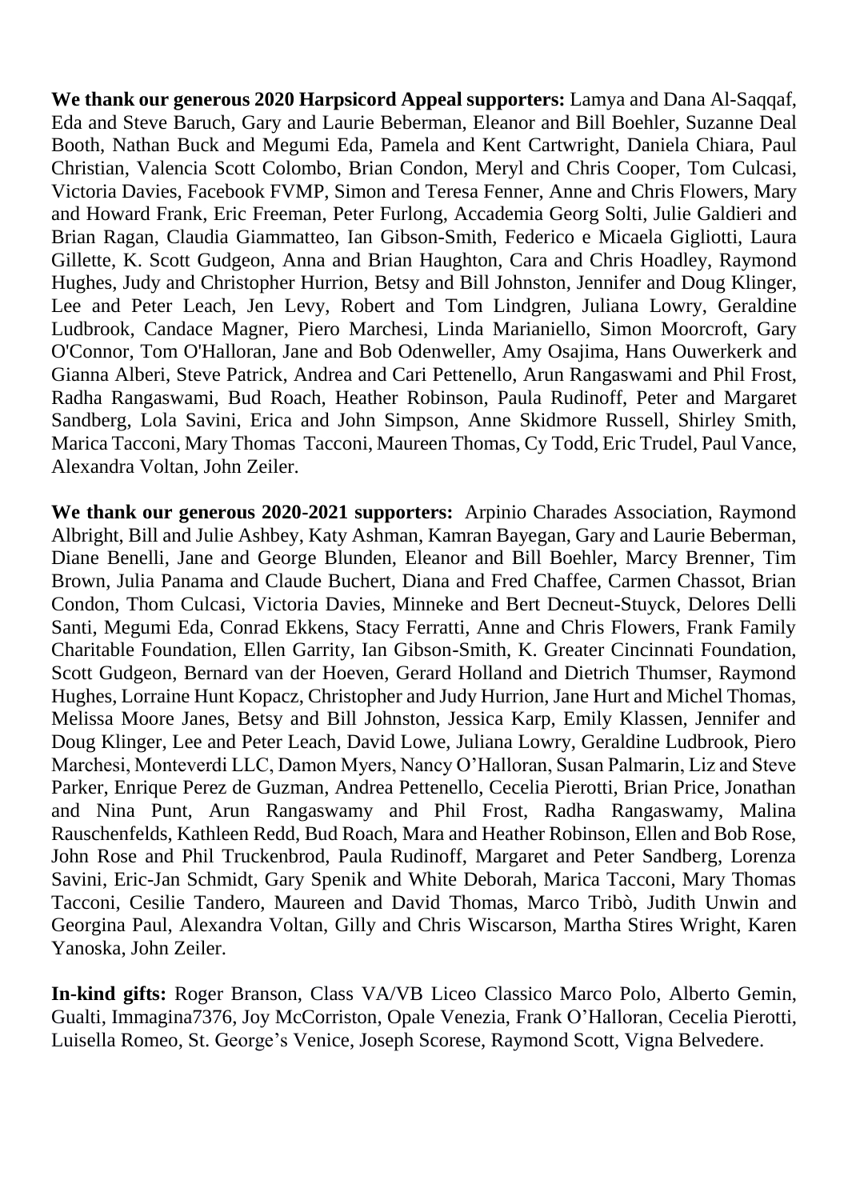**We thank our generous 2020 Harpsicord Appeal supporters:** Lamya and Dana Al-Saqqaf, Eda and Steve Baruch, Gary and Laurie Beberman, Eleanor and Bill Boehler, Suzanne Deal Booth, Nathan Buck and Megumi Eda, Pamela and Kent Cartwright, Daniela Chiara, Paul Christian, Valencia Scott Colombo, Brian Condon, Meryl and Chris Cooper, Tom Culcasi, Victoria Davies, Facebook FVMP, Simon and Teresa Fenner, Anne and Chris Flowers, Mary and Howard Frank, Eric Freeman, Peter Furlong, Accademia Georg Solti, Julie Galdieri and Brian Ragan, Claudia Giammatteo, Ian Gibson-Smith, Federico e Micaela Gigliotti, Laura Gillette, K. Scott Gudgeon, Anna and Brian Haughton, Cara and Chris Hoadley, Raymond Hughes, Judy and Christopher Hurrion, Betsy and Bill Johnston, Jennifer and Doug Klinger, Lee and Peter Leach, Jen Levy, Robert and Tom Lindgren, Juliana Lowry, Geraldine Ludbrook, Candace Magner, Piero Marchesi, Linda Marianiello, Simon Moorcroft, Gary O'Connor, Tom O'Halloran, Jane and Bob Odenweller, Amy Osajima, Hans Ouwerkerk and Gianna Alberi, Steve Patrick, Andrea and Cari Pettenello, Arun Rangaswami and Phil Frost, Radha Rangaswami, Bud Roach, Heather Robinson, Paula Rudinoff, Peter and Margaret Sandberg, Lola Savini, Erica and John Simpson, Anne Skidmore Russell, Shirley Smith, Marica Tacconi, Mary Thomas Tacconi, Maureen Thomas, Cy Todd, Eric Trudel, Paul Vance, Alexandra Voltan, John Zeiler.

**We thank our generous 2020-2021 supporters:** Arpinio Charades Association, Raymond Albright, Bill and Julie Ashbey, Katy Ashman, Kamran Bayegan, Gary and Laurie Beberman, Diane Benelli, Jane and George Blunden, Eleanor and Bill Boehler, Marcy Brenner, Tim Brown, Julia Panama and Claude Buchert, Diana and Fred Chaffee, Carmen Chassot, Brian Condon, Thom Culcasi, Victoria Davies, Minneke and Bert Decneut-Stuyck, Delores Delli Santi, Megumi Eda, Conrad Ekkens, Stacy Ferratti, Anne and Chris Flowers, Frank Family Charitable Foundation, Ellen Garrity, Ian Gibson-Smith, K. Greater Cincinnati Foundation, Scott Gudgeon, Bernard van der Hoeven, Gerard Holland and Dietrich Thumser, Raymond Hughes, Lorraine Hunt Kopacz, Christopher and Judy Hurrion, Jane Hurt and Michel Thomas, Melissa Moore Janes, Betsy and Bill Johnston, Jessica Karp, Emily Klassen, Jennifer and Doug Klinger, Lee and Peter Leach, David Lowe, Juliana Lowry, Geraldine Ludbrook, Piero Marchesi, Monteverdi LLC, Damon Myers, Nancy O'Halloran, Susan Palmarin, Liz and Steve Parker, Enrique Perez de Guzman, Andrea Pettenello, Cecelia Pierotti, Brian Price, Jonathan and Nina Punt, Arun Rangaswamy and Phil Frost, Radha Rangaswamy, Malina Rauschenfelds, Kathleen Redd, Bud Roach, Mara and Heather Robinson, Ellen and Bob Rose, John Rose and Phil Truckenbrod, Paula Rudinoff, Margaret and Peter Sandberg, Lorenza Savini, Eric-Jan Schmidt, Gary Spenik and White Deborah, Marica Tacconi, Mary Thomas Tacconi, Cesilie Tandero, Maureen and David Thomas, Marco Tribò, Judith Unwin and Georgina Paul, Alexandra Voltan, Gilly and Chris Wiscarson, Martha Stires Wright, Karen Yanoska, John Zeiler.

**In-kind gifts:** Roger Branson, Class VA/VB Liceo Classico Marco Polo, Alberto Gemin, Gualti, Immagina7376, Joy McCorriston, Opale Venezia, Frank O'Halloran, Cecelia Pierotti, Luisella Romeo, St. George's Venice, Joseph Scorese, Raymond Scott, Vigna Belvedere.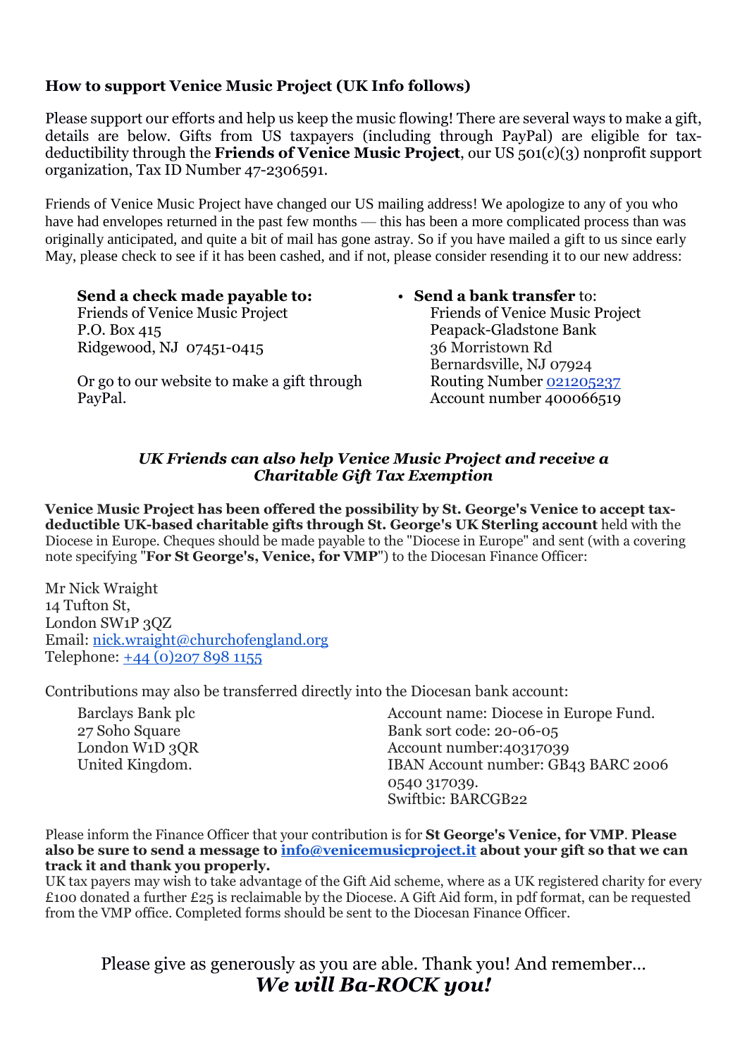**How to support Venice Music Project (UK Info follows)**

Please support our efforts and help us keep the music flowing! There are several ways to make a gift, details are below. Gifts from US taxpayers (including through PayPal) are eligible for tax-deductibility through the **Friends of Venice Music Project**, our US 501(c)(3) nonprofit support organization, Tax ID Number 47-2306591.

Friends of Venice Music Project have changed our US mailing address! We apologize to any of you who have had envelopes returned in the past few months — this has been a more complicated process than was originally anticipated, and quite a bit of mail has gone astray. So if you have mailed a gift to us since early May, please check to see if it has been cashed, and if not, please consider resending it to our new address:

**Send a check made payable to:**
Friends of Venice Music Project
P.O. Box 415
Ridgewood, NJ 07451-0415

Or go to our website to make a gift through PayPal.

- **Send a bank transfer** to:
  Friends of Venice Music Project
  Peapack-Gladstone Bank
  36 Morristown Rd
  Bernardsville, NJ 07924
  Routing Number 021205237
  Account number 400066519

***UK Friends can also help Venice Music Project and receive a Charitable Gift Tax Exemption***

**Venice Music Project has been offered the possibility by St. George's Venice to accept tax-deductible UK-based charitable gifts through St. George's UK Sterling account** held with the Diocese in Europe. Cheques should be made payable to the "Diocese in Europe" and sent (with a covering note specifying "**For St George's, Venice, for VMP**") to the Diocesan Finance Officer:

Mr Nick Wraight
14 Tufton St,
London SW1P 3QZ
Email: nick.wraight@churchofengland.org
Telephone: +44 (0)207 898 1155

Contributions may also be transferred directly into the Diocesan bank account:

Barclays Bank plc
27 Soho Square
London W1D 3QR
United Kingdom.

Account name: Diocese in Europe Fund.
Bank sort code: 20-06-05
Account number:40317039
IBAN Account number: GB43 BARC 2006 0540 317039.
Swiftbic: BARCGB22

Please inform the Finance Officer that your contribution is for **St George's Venice, for VMP**. **Please also be sure to send a message to info@venicemusicproject.it about your gift so that we can track it and thank you properly.**
UK tax payers may wish to take advantage of the Gift Aid scheme, where as a UK registered charity for every £100 donated a further £25 is reclaimable by the Diocese. A Gift Aid form, in pdf format, can be requested from the VMP office. Completed forms should be sent to the Diocesan Finance Officer.

Please give as generously as you are able. Thank you! And remember…
***We will Ba-ROCK you!***